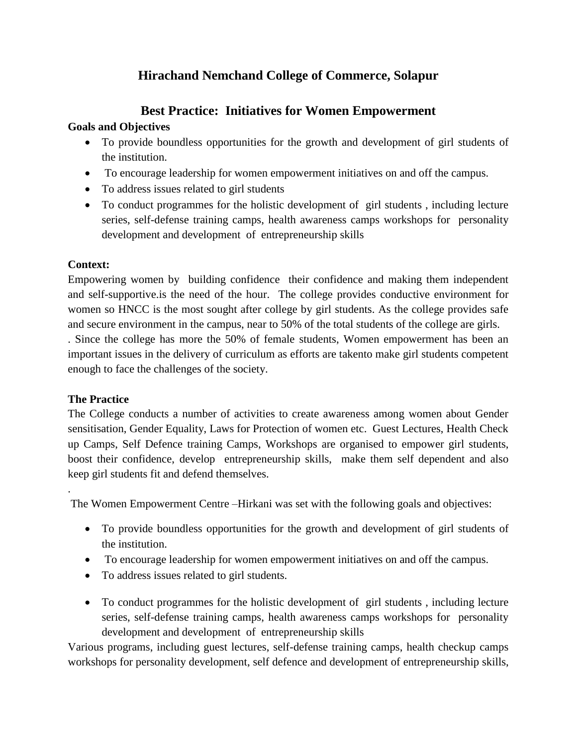# Hirachand Nemchand College of Commerce, Solapur

## Best Practice: Initiatives for Women Empowerment

**Goals and Objectives**

- To provide boundless opportunities for the growth and development of girl students of the institution.
- To encourage leadership for women empowerment initiatives on and off the campus.
- To address issues related to girl students
- To conduct programmes for the holistic development of girl students , including lecture series, self-defense training camps, health awareness camps workshops for personality development and development of entrepreneurship skills

**Context:**

Empowering women by building confidence their confidence and making them independent and self-supportive.is the need of the hour. The college provides conductive environment for women so HNCC is the most sought after college by girl students. As the college provides safe and secure environment in the campus, near to 50% of the total students of the college are girls.

. Since the college has more the 50% of female students, Women empowerment has been an important issues in the delivery of curriculum as efforts are takento make girl students competent enough to face the challenges of the society.

**The Practice**

The College conducts a number of activities to create awareness among women about Gender sensitisation, Gender Equality, Laws for Protection of women etc. Guest Lectures, Health Check up Camps, Self Defence training Camps, Workshops are organised to empower girl students, boost their confidence, develop entrepreneurship skills, make them self dependent and also keep girl students fit and defend themselves.

.

The Women Empowerment Centre –Hirkani was set with the following goals and objectives:

- To provide boundless opportunities for the growth and development of girl students of the institution.
- To encourage leadership for women empowerment initiatives on and off the campus.
- To address issues related to girl students.
- To conduct programmes for the holistic development of girl students , including lecture series, self-defense training camps, health awareness camps workshops for personality development and development of entrepreneurship skills

Various programs, including guest lectures, self-defense training camps, health checkup camps workshops for personality development, self defence and development of entrepreneurship skills,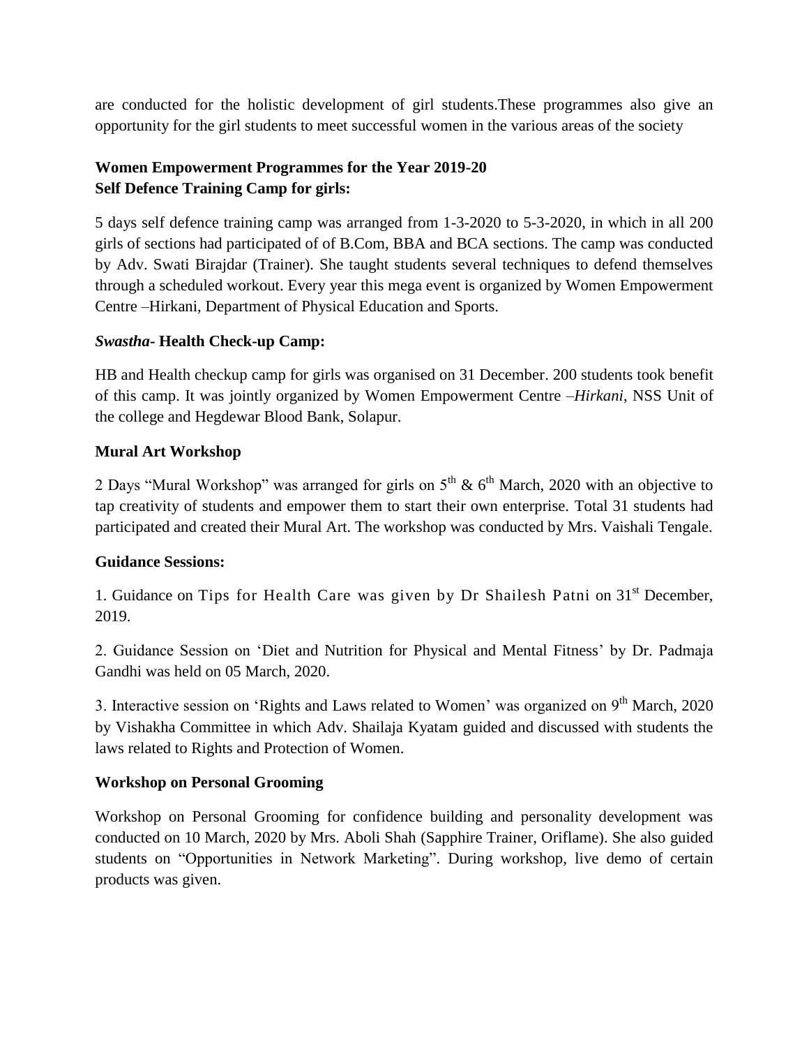are conducted for the holistic development of girl students.These programmes also give an opportunity for the girl students to meet successful women in the various areas of the society

**Women Empowerment Programmes for the Year 2019-20**
**Self Defence Training Camp for girls:**

5 days self defence training camp was arranged from 1-3-2020 to 5-3-2020, in which in all 200 girls of sections had participated of of B.Com, BBA and BCA sections. The camp was conducted by Adv. Swati Birajdar (Trainer). She taught students several techniques to defend themselves through a scheduled workout. Every year this mega event is organized by Women Empowerment Centre –Hirkani, Department of Physical Education and Sports.

***Swastha*- Health Check-up Camp:**

HB and Health checkup camp for girls was organised on 31 December. 200 students took benefit of this camp. It was jointly organized by Women Empowerment Centre –*Hirkani*, NSS Unit of the college and Hegdewar Blood Bank, Solapur.

**Mural Art Workshop**

2 Days "Mural Workshop" was arranged for girls on 5th & 6th March, 2020 with an objective to tap creativity of students and empower them to start their own enterprise. Total 31 students had participated and created their Mural Art. The workshop was conducted by Mrs. Vaishali Tengale.

**Guidance Sessions:**

1. Guidance on Tips for Health Care was given by Dr Shailesh Patni on 31st December, 2019.

2. Guidance Session on 'Diet and Nutrition for Physical and Mental Fitness' by Dr. Padmaja Gandhi was held on 05 March, 2020.

3. Interactive session on 'Rights and Laws related to Women' was organized on 9th March, 2020 by Vishakha Committee in which Adv. Shailaja Kyatam guided and discussed with students the laws related to Rights and Protection of Women.

**Workshop on Personal Grooming**

Workshop on Personal Grooming for confidence building and personality development was conducted on 10 March, 2020 by Mrs. Aboli Shah (Sapphire Trainer, Oriflame). She also guided students on "Opportunities in Network Marketing". During workshop, live demo of certain products was given.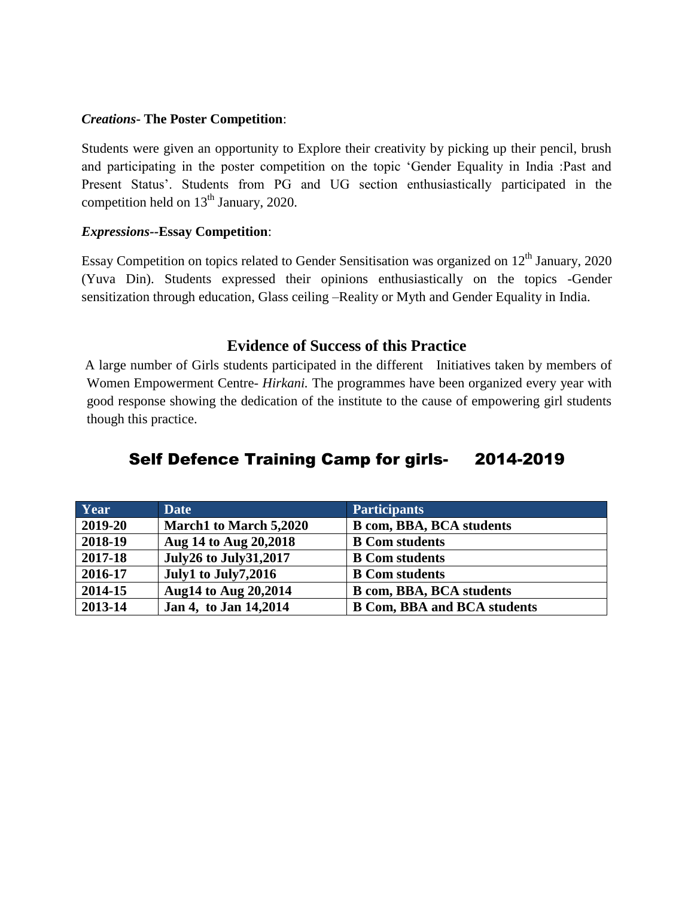***Creations*- The Poster Competition**:

Students were given an opportunity to Explore their creativity by picking up their pencil, brush and participating in the poster competition on the topic 'Gender Equality in India :Past and Present Status'. Students from PG and UG section enthusiastically participated in the competition held on 13th January, 2020.

***Expressions*--Essay Competition**:

Essay Competition on topics related to Gender Sensitisation was organized on 12th January, 2020 (Yuva Din). Students expressed their opinions enthusiastically on the topics -Gender sensitization through education, Glass ceiling –Reality or Myth and Gender Equality in India.

## Evidence of Success of this Practice

A large number of Girls students participated in the different Initiatives taken by members of Women Empowerment Centre- *Hirkani.* The programmes have been organized every year with good response showing the dedication of the institute to the cause of empowering girl students though this practice.

## Self Defence Training Camp for girls- 2014-2019

| Year | Date | Participants |
|---|---|---|
| **2019-20** | **March1 to March 5,2020** | **B com, BBA, BCA students** |
| **2018-19** | **Aug 14 to Aug 20,2018** | **B Com students** |
| **2017-18** | **July26 to July31,2017** | **B Com students** |
| **2016-17** | **July1 to July7,2016** | **B Com students** |
| **2014-15** | **Aug14 to Aug 20,2014** | **B com, BBA, BCA students** |
| **2013-14** | **Jan 4, to Jan 14,2014** | **B Com, BBA and BCA students** |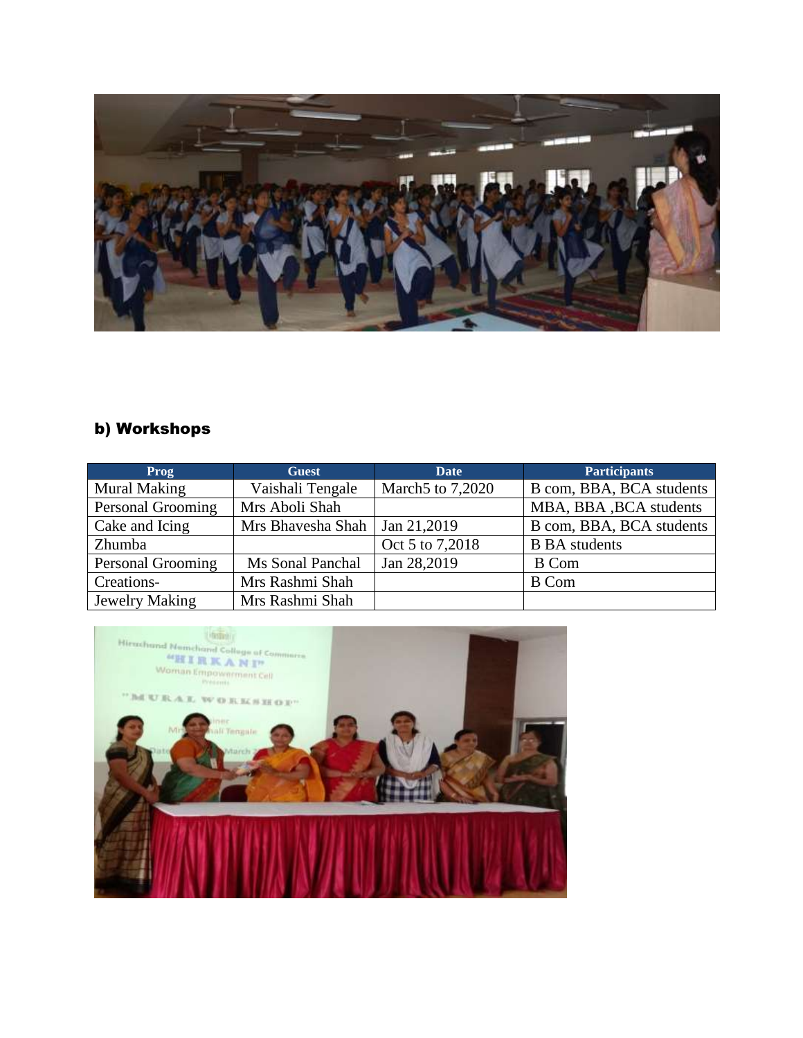## b) Workshops

| Prog | Guest | Date | Participants |
|---|---|---|---|
| Mural Making | Vaishali Tengale | March5 to 7,2020 | B com, BBA, BCA students |
| Personal Grooming | Mrs Aboli Shah | | MBA, BBA ,BCA students |
| Cake and Icing | Mrs Bhavesha Shah | Jan 21,2019 | B com, BBA, BCA students |
| Zhumba | | Oct 5 to 7,2018 | B BA students |
| Personal Grooming | Ms Sonal Panchal | Jan 28,2019 | B Com |
| Creations- | Mrs Rashmi Shah | | B Com |
| Jewelry Making | Mrs Rashmi Shah | | |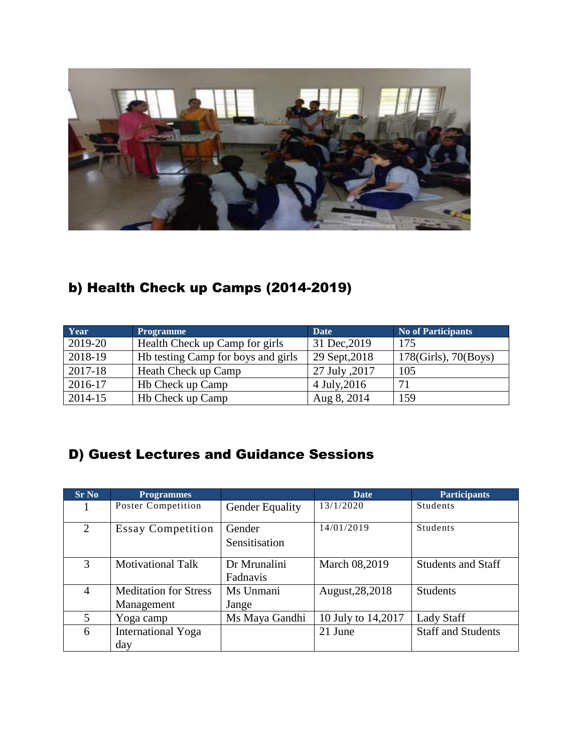## b) Health Check up Camps (2014-2019)

| Year | Programme | Date | No of Participants |
|---|---|---|---|
| 2019-20 | Health Check up Camp for girls | 31 Dec,2019 | 175 |
| 2018-19 | Hb testing Camp for boys and girls | 29 Sept,2018 | 178(Girls), 70(Boys) |
| 2017-18 | Heath Check up Camp | 27 July ,2017 | 105 |
| 2016-17 | Hb Check up Camp | 4 July,2016 | 71 |
| 2014-15 | Hb Check up Camp | Aug 8, 2014 | 159 |

## D) Guest Lectures and Guidance Sessions

| Sr No | Programmes | | Date | Participants |
|---|---|---|---|---|
| 1 | Poster Competition | Gender Equality | 13/1/2020 | Students |
| 2 | Essay Competition | Gender Sensitisation | 14/01/2019 | Students |
| 3 | Motivational Talk | Dr Mrunalini Fadnavis | March 08,2019 | Students and Staff |
| 4 | Meditation for Stress Management | Ms Unmani Jange | August,28,2018 | Students |
| 5 | Yoga camp | Ms Maya Gandhi | 10 July to 14,2017 | Lady Staff |
| 6 | International Yoga day | | 21 June | Staff and Students |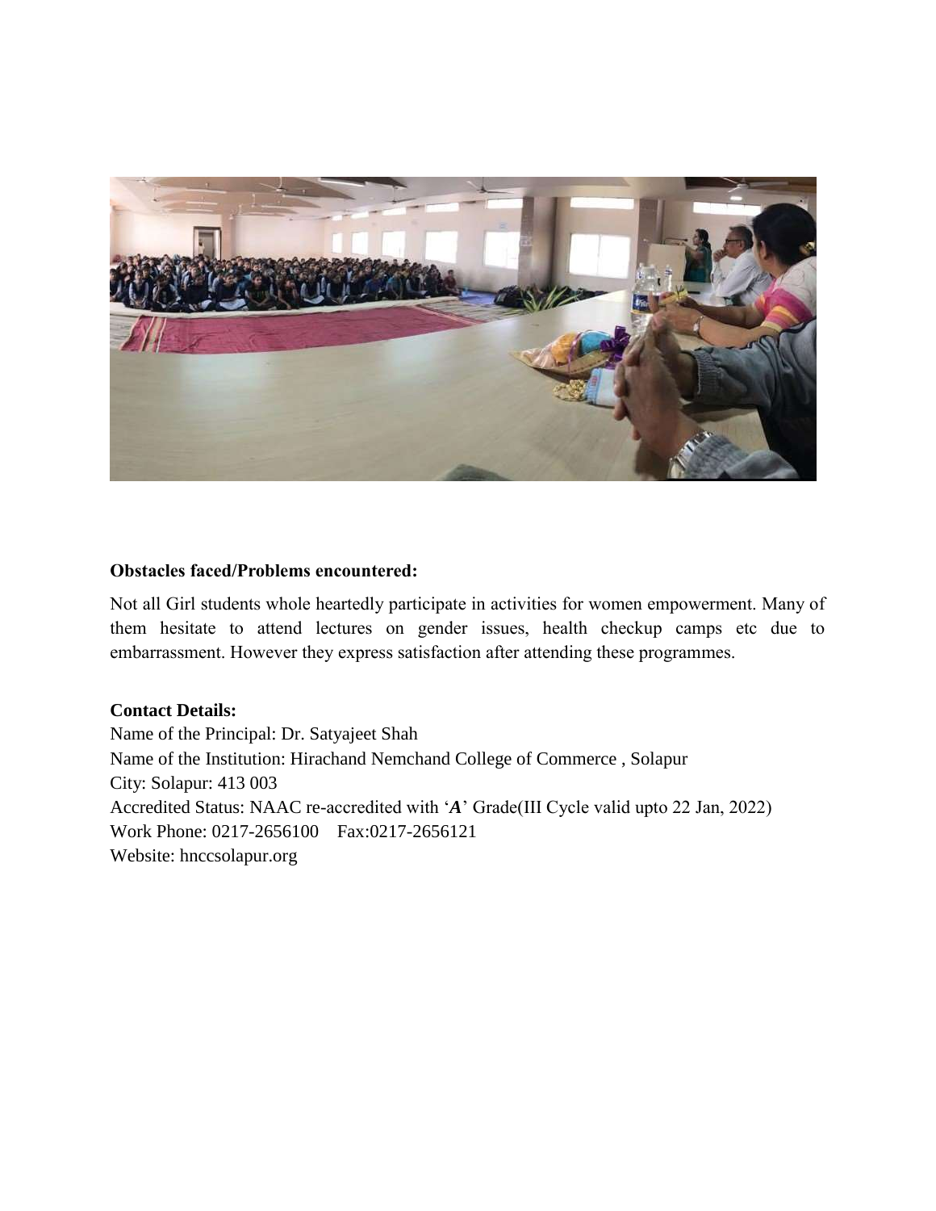**Obstacles faced/Problems encountered:**

Not all Girl students whole heartedly participate in activities for women empowerment. Many of them hesitate to attend lectures on gender issues, health checkup camps etc due to embarrassment. However they express satisfaction after attending these programmes.

**Contact Details:**

Name of the Principal: Dr. Satyajeet Shah
Name of the Institution: Hirachand Nemchand College of Commerce , Solapur
City: Solapur: 413 003
Accredited Status: NAAC re-accredited with '***A***' Grade(III Cycle valid upto 22 Jan, 2022)
Work Phone: 0217-2656100 Fax:0217-2656121
Website: hnccsolapur.org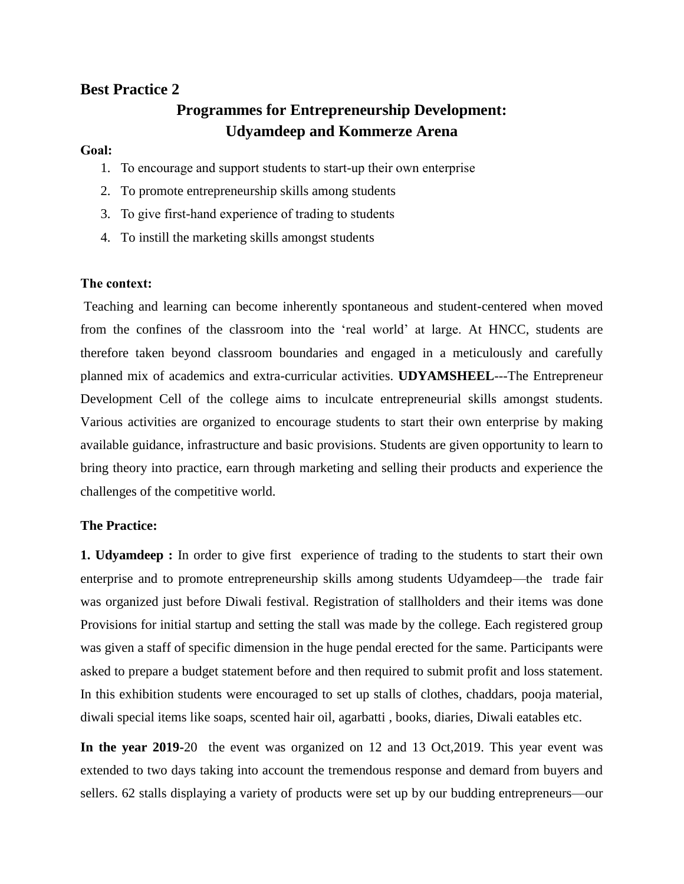## Best Practice 2

### Programmes for Entrepreneurship Development: Udyamdeep and Kommerze Arena

**Goal:**

1. To encourage and support students to start-up their own enterprise
2. To promote entrepreneurship skills among students
3. To give first-hand experience of trading to students
4. To instill the marketing skills amongst students

**The context:**

Teaching and learning can become inherently spontaneous and student-centered when moved from the confines of the classroom into the 'real world' at large. At HNCC, students are therefore taken beyond classroom boundaries and engaged in a meticulously and carefully planned mix of academics and extra-curricular activities. **UDYAMSHEEL**---The Entrepreneur Development Cell of the college aims to inculcate entrepreneurial skills amongst students. Various activities are organized to encourage students to start their own enterprise by making available guidance, infrastructure and basic provisions. Students are given opportunity to learn to bring theory into practice, earn through marketing and selling their products and experience the challenges of the competitive world.

**The Practice:**

**1. Udyamdeep :** In order to give first experience of trading to the students to start their own enterprise and to promote entrepreneurship skills among students Udyamdeep—the trade fair was organized just before Diwali festival. Registration of stallholders and their items was done Provisions for initial startup and setting the stall was made by the college. Each registered group was given a staff of specific dimension in the huge pendal erected for the same. Participants were asked to prepare a budget statement before and then required to submit profit and loss statement. In this exhibition students were encouraged to set up stalls of clothes, chaddars, pooja material, diwali special items like soaps, scented hair oil, agarbatti , books, diaries, Diwali eatables etc.

**In the year 2019**-20 the event was organized on 12 and 13 Oct,2019. This year event was extended to two days taking into account the tremendous response and demard from buyers and sellers. 62 stalls displaying a variety of products were set up by our budding entrepreneurs—our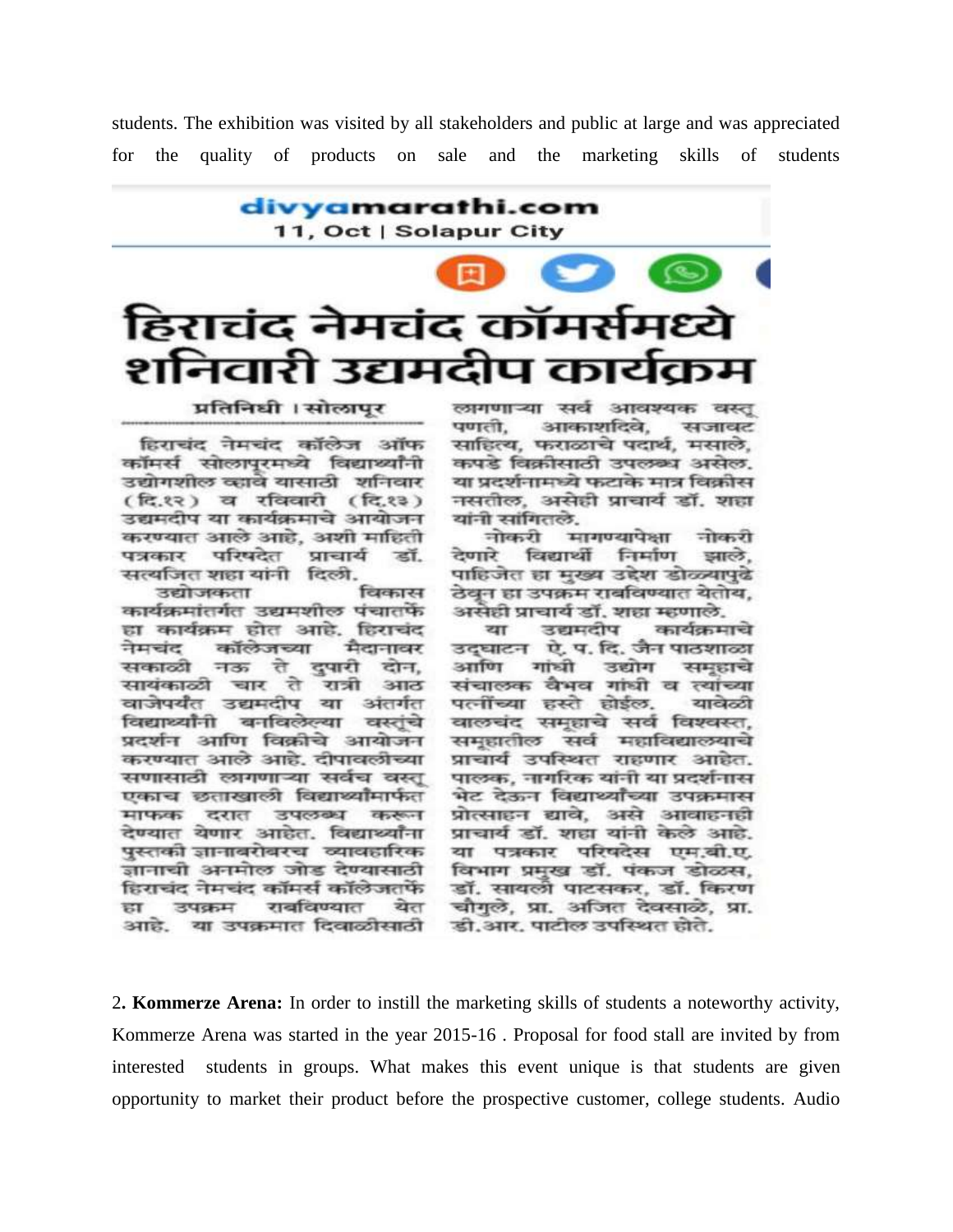students. The exhibition was visited by all stakeholders and public at large and was appreciated for the quality of products on sale and the marketing skills of students

divyamarathi.com

11, Oct | Solapur City

# हिराचंद नेमचंद कॉमर्समध्ये शनिवारी उद्यमदीप कार्यक्रम

प्रतिनिधी । सोलापूर

हिराचंद नेमचंद कॉलेज ऑफ कॉमर्स सोलापूरमध्ये विद्यार्थ्यांनी उद्योगशील व्हावे यासाठी शनिवार (दि.१२) व रविवारी (दि.१३) उद्यमदीप या कार्यक्रमाचे आयोजन करण्यात आले आहे, अशी माहिती पत्रकार परिषदेत प्राचार्य डॉ. सत्यजित शहा यांनी दिली.

उद्योजकता विकास कार्यक्रमांतर्गत उद्यमशील पंचातर्फे हा कार्यक्रम होत आहे. हिराचंद नेमचंद कॉलेजच्या मैदानावर सकाळी नऊ ते दुपारी दोन, सायंकाळी चार ते रात्री आठ वाजेपर्यंत उद्यमदीप या अंतर्गत विद्यार्थ्यांनी बनविलेल्या वस्तूंचे प्रदर्शन आणि विक्रीचे आयोजन करण्यात आले आहे. दीपावलीच्या सणासाठी लागणाऱ्या सर्वच वस्तू एकाच छताखाली विद्यार्थ्यांमार्फत माफक दरात उपलब्ध करून देण्यात येणार आहेत. विद्यार्थ्यांना पुस्तकी ज्ञानाबरोबरच व्यावहारिक ज्ञानाची अनमोल जोड देण्यासाठी हिराचंद नेमचंद कॉमर्स कॉलेजतर्फे हा उपक्रम राबविण्यात येत आहे. या उपक्रमात दिवाळीसाठी लागणाऱ्या सर्व आवश्यक वस्तू पणती, आकाशदिवे, सजावट साहित्य, फराळाचे पदार्थ, मसाले, कपडे विक्रीसाठी उपलब्ध असेल. या प्रदर्शनामध्ये फटाके मात्र विक्रीस नसतील, असेही प्राचार्य डॉ. शहा यांनी सांगितले.

नोकरी मागण्यापेक्षा नोकरी देणारे विद्यार्थी निर्माण झाले, पाहिजेत हा मुख्य उद्देश डोळ्यापुढे ठेवून हा उपक्रम राबविण्यात येतोय, असेही प्राचार्य डॉ. शहा म्हणाले.

या उद्यमदीप कार्यक्रमाचे उद्घाटन ऐ. प. दि. जैन पाठशाळा आणि गांधी उद्योग समूहाचे संचालक वैभव गांधी व त्यांच्या पत्नींच्या हस्ते होईल. यावेळी वालचंद समूहाचे सर्व विश्वस्त, समूहातील सर्व महाविद्यालयाचे प्राचार्य उपस्थित राहणार आहेत. पालक, नागरिक यांनी या प्रदर्शनास भेट देऊन विद्यार्थ्यांच्या उपक्रमास प्रोत्साहन द्यावे, असे आवाहनही प्राचार्य डॉ. शहा यांनी केले आहे. या पत्रकार परिषदेस एम.बी.ए. विभाग प्रमुख डॉ. पंकज डोळस, डॉ. सायली पाटसकर, डॉ. किरण चौगुले, प्रा. अजित देवसाळे, प्रा. डी.आर. पाटील उपस्थित होते.

2**. Kommerze Arena:** In order to instill the marketing skills of students a noteworthy activity, Kommerze Arena was started in the year 2015-16 . Proposal for food stall are invited by from interested students in groups. What makes this event unique is that students are given opportunity to market their product before the prospective customer, college students. Audio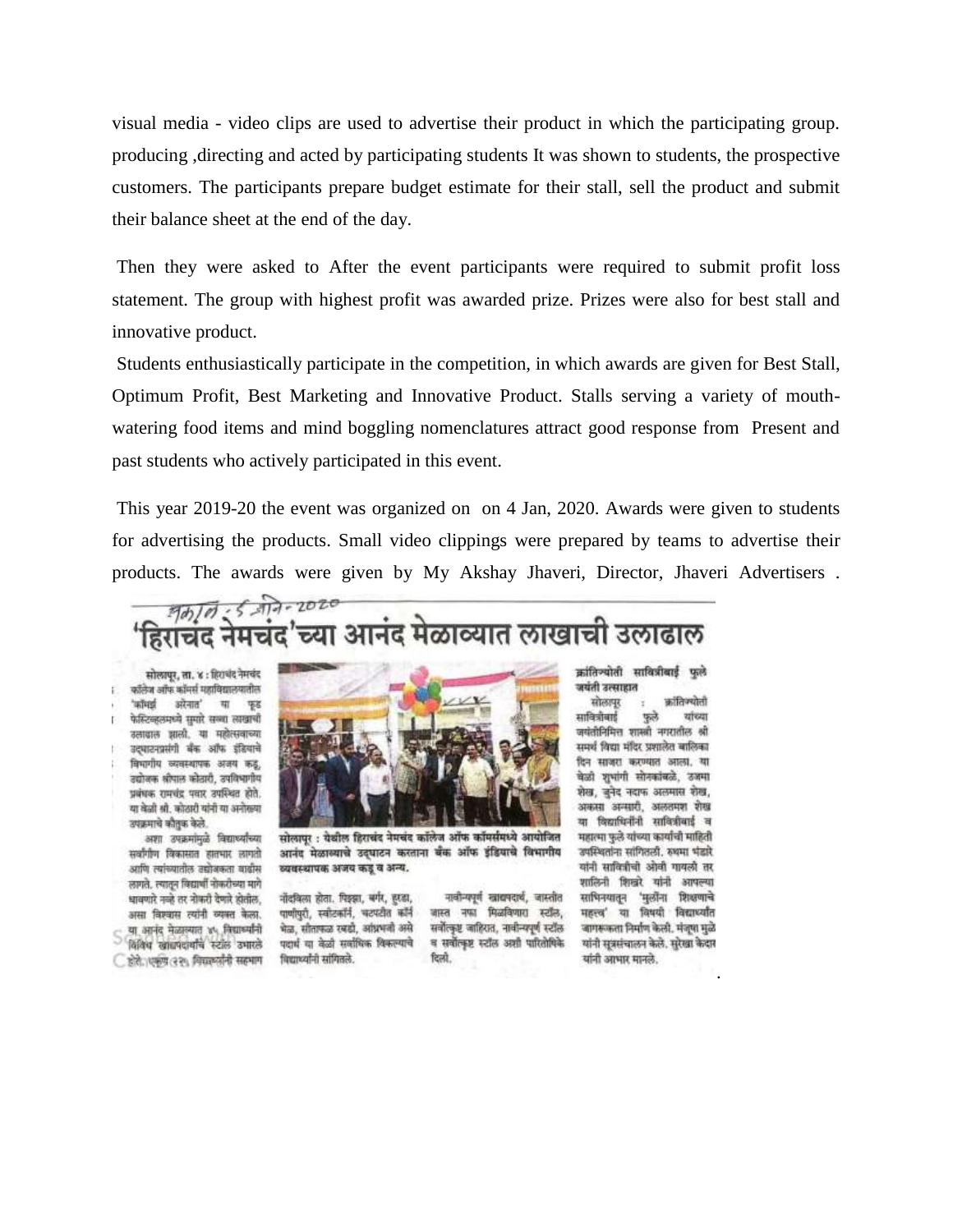visual media - video clips are used to advertise their product in which the participating group. producing ,directing and acted by participating students It was shown to students, the prospective customers. The participants prepare budget estimate for their stall, sell the product and submit their balance sheet at the end of the day.

Then they were asked to After the event participants were required to submit profit loss statement. The group with highest profit was awarded prize. Prizes were also for best stall and innovative product.

Students enthusiastically participate in the competition, in which awards are given for Best Stall, Optimum Profit, Best Marketing and Innovative Product. Stalls serving a variety of mouth-watering food items and mind boggling nomenclatures attract good response from Present and past students who actively participated in this event.

This year 2019-20 the event was organized on on 4 Jan, 2020. Awards were given to students for advertising the products. Small video clippings were prepared by teams to advertise their products. The awards were given by My Akshay Jhaveri, Director, Jhaveri Advertisers .

सकाळ - ५ जाने - २०२०

## 'हिराचंद नेमचंद'च्या आनंद मेळाव्यात लाखाची उलाढाल

सोलापूर, ता. ४ : हिराचंद नेमचंद कॉलेज ऑफ कॉमर्स महाविद्यालयातील 'कॉमर्स अरेनात' या फूड फेस्टिव्हलमध्ये सुमारे सव्वा लाखाची उलाढाल झाली. या महोत्सवाच्या उद्घाटनप्रसंगी बँक ऑफ इंडियाचे विभागीय व्यवस्थापक अजय कडू, उद्योजक श्रीपाल कोठारी, उपविभागीय प्रबंधक रामचंद्र पवार उपस्थित होते. या वेळी श्री. कोठारी यांनी या अनोख्या उपक्रमाचे कौतुक केले.

अशा उपक्रमांमुळे विद्यार्थ्यांच्या सर्वांगीण विकासात हातभार लागतो आणि त्यांच्यातील उद्योजकता वाढीस लागते. त्यातून विद्यार्थी नोकरीच्या मागे धावणारे नव्हे तर नोकरी देणारे होतील, असा विश्वास त्यांनी व्यक्त केला. या आनंद मेळाव्यात ३५ विद्यार्थ्यांनी विविध खाद्यपदार्थांचे स्टॉल उभारले होते. एकूण ३२५ विद्यार्थ्यांनी सहभाग नोंदविला होता. पिझ्झा, बर्गर, हुरडा, पाणीपुरी, स्वीटकॉर्न, चटपटीत कॉर्न भेळ, सीताफळ रबडी, आम्रखंड असे पदार्थ या वेळी सर्वाधिक विकल्याचे विद्यार्थ्यांनी सांगितले.

नावीन्यपूर्ण खाद्यपदार्थ, जास्तीत जास्त नफा मिळविणारा स्टॉल, सर्वोत्कृष्ट जाहिरात, नावीन्यपूर्ण स्टॉल व सर्वोत्कृष्ट स्टॉल अशी पारितोषिके दिली.

सोलापूर : येथील हिराचंद नेमचंद कॉलेज ऑफ कॉमर्समध्ये आयोजित आनंद मेळाव्याचे उद्घाटन करताना बँक ऑफ इंडियाचे विभागीय व्यवस्थापक अजय कडू व अन्य.

**क्रांतिज्योती सावित्रीबाई फुले जयंती उत्साहात**

सोलापूर : क्रांतिज्योती सावित्रीबाई फुले यांच्या जयंतीनिमित्त शास्त्री नगरातील श्री समर्थ विद्या मंदिर प्रशालेत बालिका दिन साजरा करण्यात आला. या वेळी शुभांगी सोनकांबळे, उजमा शेख, जुनेद नदाफ अलमास शेख, अकसा अन्सारी, अलतमश शेख या विद्यार्थिनींनी सावित्रीबाई व महात्मा फुले यांच्या कार्याची माहिती उपस्थितांना सांगितली. रुक्मा भंडारे यांनी सावित्रीची ओवी गायली तर शालिनी शिखरे यांनी आपल्या भाषणातून 'मुलींना शिक्षणाचे महत्त्व' या विषयी विद्यार्थ्यांत जागरूकता निर्माण केली. मंजूषा मुळे यांनी सूत्रसंचालन केले. सुरेखा केदार यांनी आभार मानले.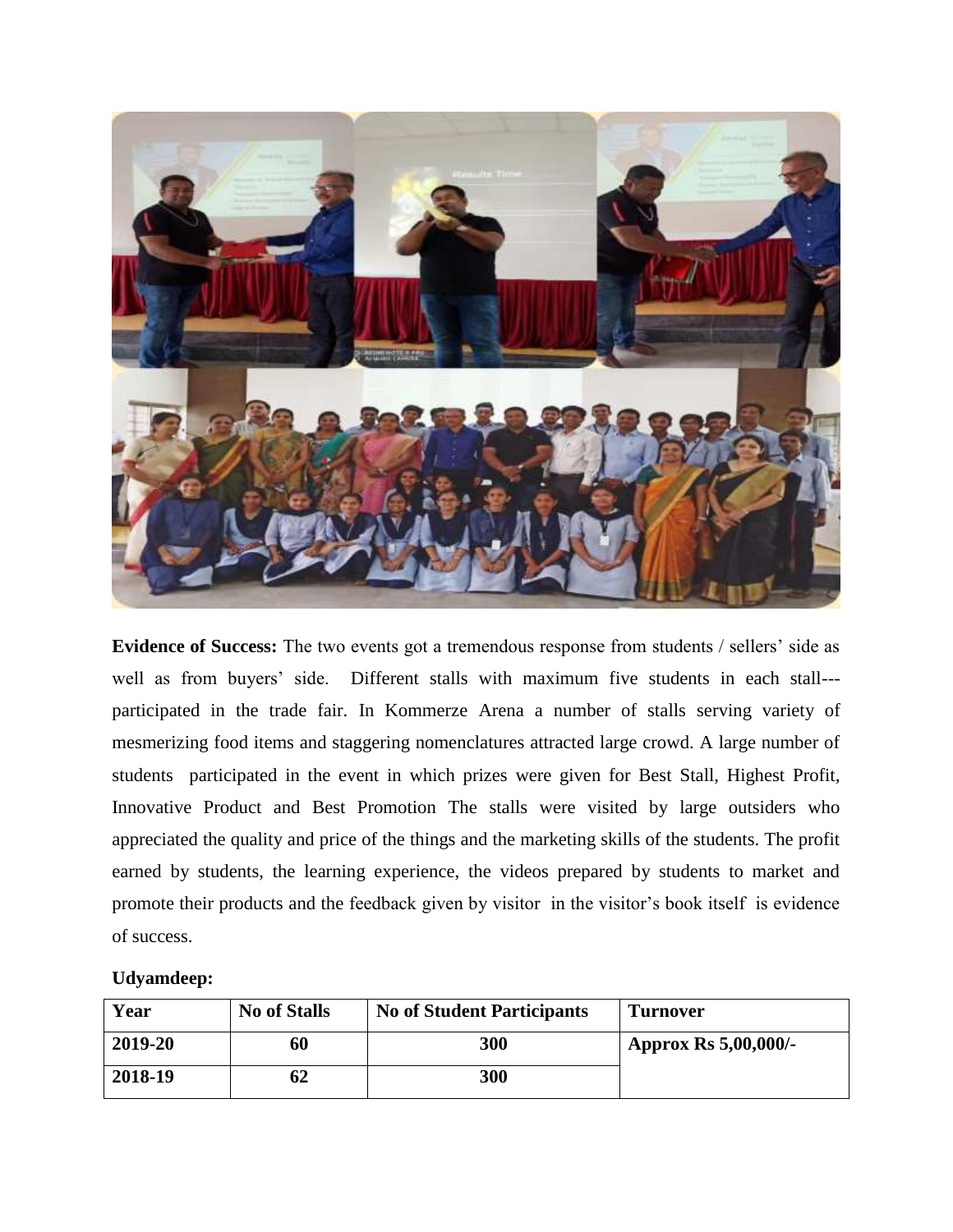**Evidence of Success:** The two events got a tremendous response from students / sellers' side as well as from buyers' side. Different stalls with maximum five students in each stall---participated in the trade fair. In Kommerze Arena a number of stalls serving variety of mesmerizing food items and staggering nomenclatures attracted large crowd. A large number of students participated in the event in which prizes were given for Best Stall, Highest Profit, Innovative Product and Best Promotion The stalls were visited by large outsiders who appreciated the quality and price of the things and the marketing skills of the students. The profit earned by students, the learning experience, the videos prepared by students to market and promote their products and the feedback given by visitor in the visitor's book itself is evidence of success.

**Udyamdeep:**

| Year | No of Stalls | No of Student Participants | Turnover |
|---|---|---|---|
| 2019-20 | 60 | 300 | Approx Rs 5,00,000/- |
| 2018-19 | 62 | 300 | |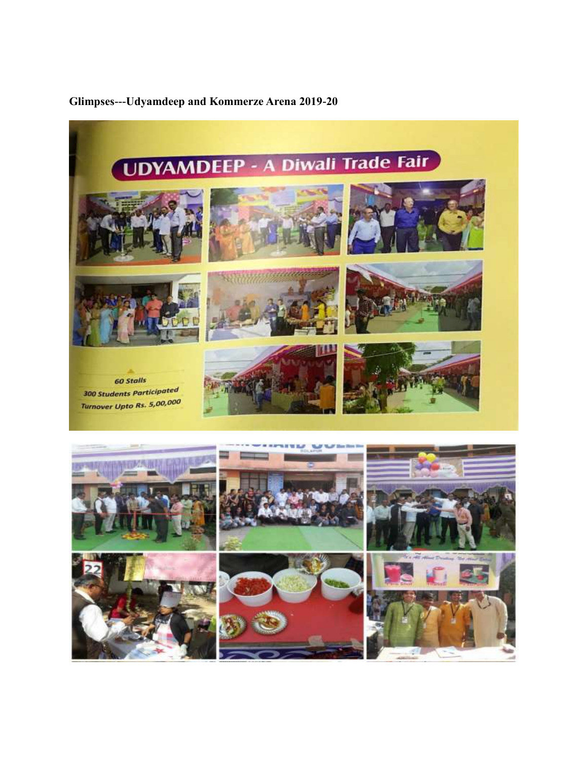**Glimpses---Udyamdeep and Kommerze Arena 2019-20**

UDYAMDEEP - A Diwali Trade Fair

*60 Stalls*

*300 Students Participated*

*Turnover Upto Rs. 5,00,000*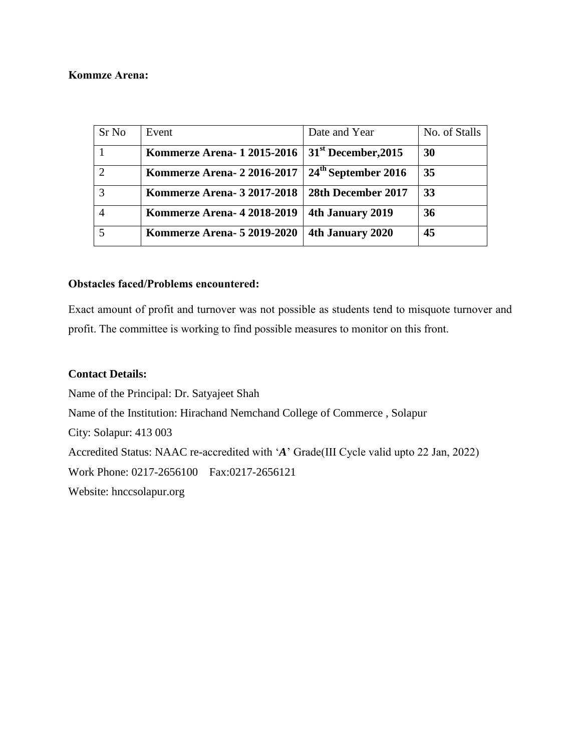**Kommze Arena:**

| Sr No | Event | Date and Year | No. of Stalls |
|---|---|---|---|
| 1 | **Kommerze Arena- 1 2015-2016** | **31st December,2015** | **30** |
| 2 | **Kommerze Arena- 2 2016-2017** | **24th September 2016** | **35** |
| 3 | **Kommerze Arena- 3 2017-2018** | **28th December 2017** | **33** |
| 4 | **Kommerze Arena- 4 2018-2019** | **4th January 2019** | **36** |
| 5 | **Kommerze Arena- 5 2019-2020** | **4th January 2020** | **45** |

**Obstacles faced/Problems encountered:**

Exact amount of profit and turnover was not possible as students tend to misquote turnover and profit. The committee is working to find possible measures to monitor on this front.

**Contact Details:**

Name of the Principal: Dr. Satyajeet Shah

Name of the Institution: Hirachand Nemchand College of Commerce , Solapur

City: Solapur: 413 003

Accredited Status: NAAC re-accredited with '***A***' Grade(III Cycle valid upto 22 Jan, 2022)

Work Phone: 0217-2656100 Fax:0217-2656121

Website: hnccsolapur.org